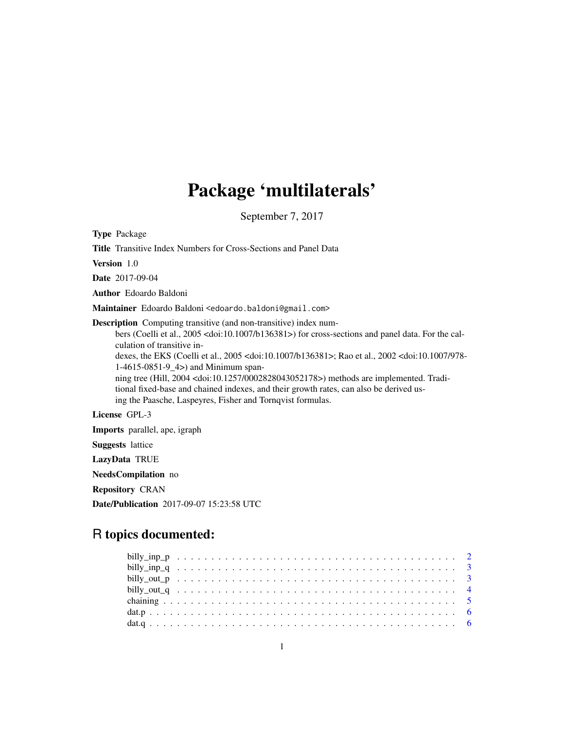# Package 'multilaterals'

September 7, 2017

**Type** Package

**Title** Transitive Index Numbers for Cross-Sections and Panel Data

**Version** 1.0

**Date** 2017-09-04

**Author** Edoardo Baldoni

**Maintainer** Edoardo Baldoni <edoardo.baldoni@gmail.com>

**Description** Computing transitive (and non-transitive) index numbers (Coelli et al., 2005 <doi:10.1007/b136381>) for cross-sections and panel data. For the calculation of transitive indexes, the EKS (Coelli et al., 2005 <doi:10.1007/b136381>; Rao et al., 2002 <doi:10.1007/978-1-4615-0851-9_4>) and Minimum spanning tree (Hill, 2004 <doi:10.1257/0002828043052178>) methods are implemented. Traditional fixed-base and chained indexes, and their growth rates, can also be derived using the Paasche, Laspeyres, Fisher and Tornqvist formulas.

**License** GPL-3

**Imports** parallel, ape, igraph

**Suggests** lattice

**LazyData** TRUE

**NeedsCompilation** no

**Repository** CRAN

**Date/Publication** 2017-09-07 15:23:58 UTC

## R topics documented:

| | |
|---|---|
| billy_inp_p | 2 |
| billy_inp_q | 3 |
| billy_out_p | 3 |
| billy_out_q | 4 |
| chaining | 5 |
| dat.p | 6 |
| dat.q | 6 |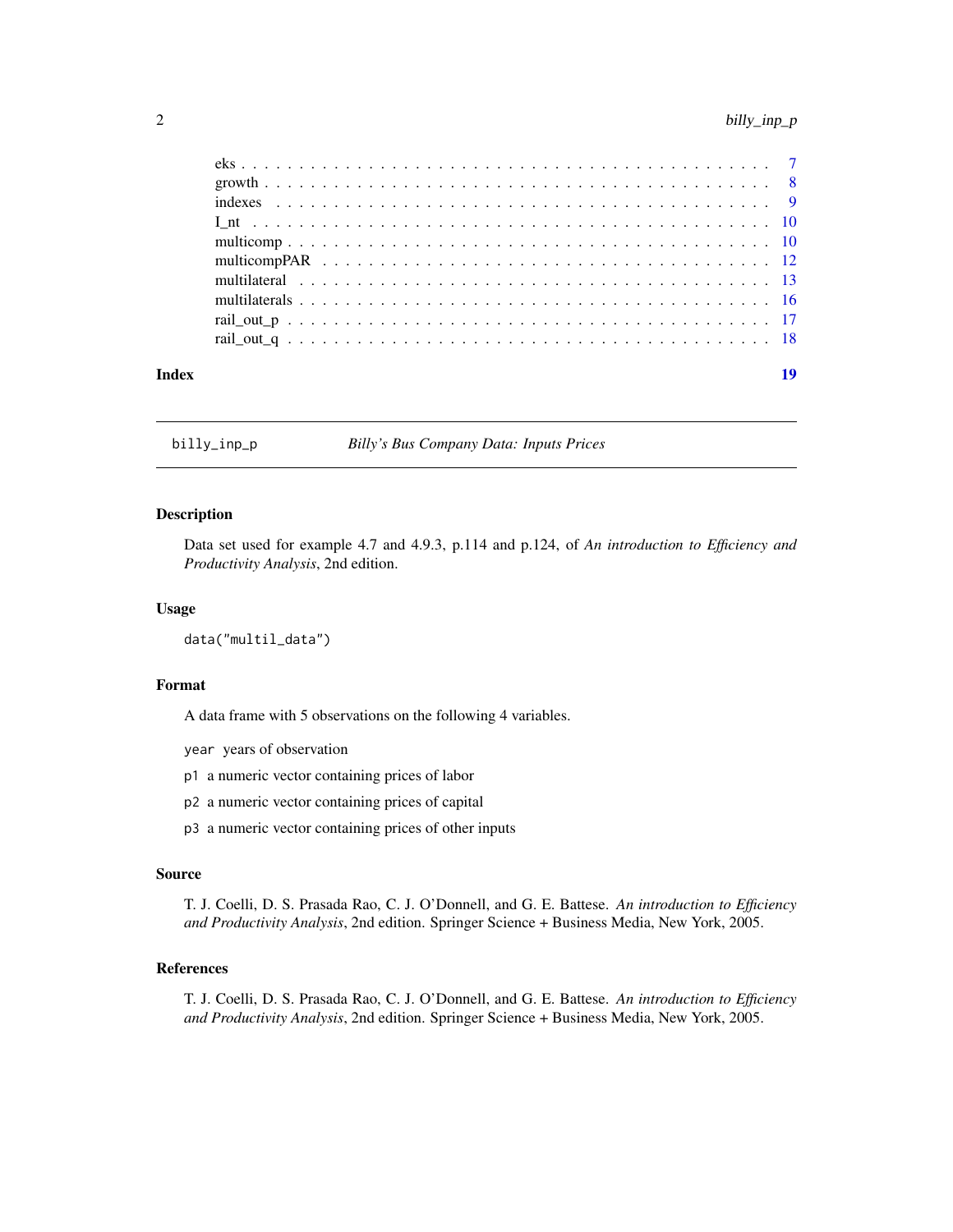eks . . . . . . . . . . . . . . . . . . . . . . . . . . . . . . . . . . . . . . . . . . 7
growth . . . . . . . . . . . . . . . . . . . . . . . . . . . . . . . . . . . . . . . . 8
indexes . . . . . . . . . . . . . . . . . . . . . . . . . . . . . . . . . . . . . . . 9
I_nt . . . . . . . . . . . . . . . . . . . . . . . . . . . . . . . . . . . . . . . . . 10
multicomp . . . . . . . . . . . . . . . . . . . . . . . . . . . . . . . . . . . . . . 10
multicompPAR . . . . . . . . . . . . . . . . . . . . . . . . . . . . . . . . . . . 12
multilateral . . . . . . . . . . . . . . . . . . . . . . . . . . . . . . . . . . . . 13
multilaterals . . . . . . . . . . . . . . . . . . . . . . . . . . . . . . . . . . . . 16
rail_out_p . . . . . . . . . . . . . . . . . . . . . . . . . . . . . . . . . . . . . 17
rail_out_q . . . . . . . . . . . . . . . . . . . . . . . . . . . . . . . . . . . . . 18

**Index** 19

---

`billy_inp_p` *Billy's Bus Company Data: Inputs Prices*

---

## Description

Data set used for example 4.7 and 4.9.3, p.114 and p.124, of *An introduction to Efficiency and Productivity Analysis*, 2nd edition.

## Usage

```
data("multil_data")
```

## Format

A data frame with 5 observations on the following 4 variables.

`year` years of observation

`p1` a numeric vector containing prices of labor

`p2` a numeric vector containing prices of capital

`p3` a numeric vector containing prices of other inputs

## Source

T. J. Coelli, D. S. Prasada Rao, C. J. O'Donnell, and G. E. Battese. *An introduction to Efficiency and Productivity Analysis*, 2nd edition. Springer Science + Business Media, New York, 2005.

## References

T. J. Coelli, D. S. Prasada Rao, C. J. O'Donnell, and G. E. Battese. *An introduction to Efficiency and Productivity Analysis*, 2nd edition. Springer Science + Business Media, New York, 2005.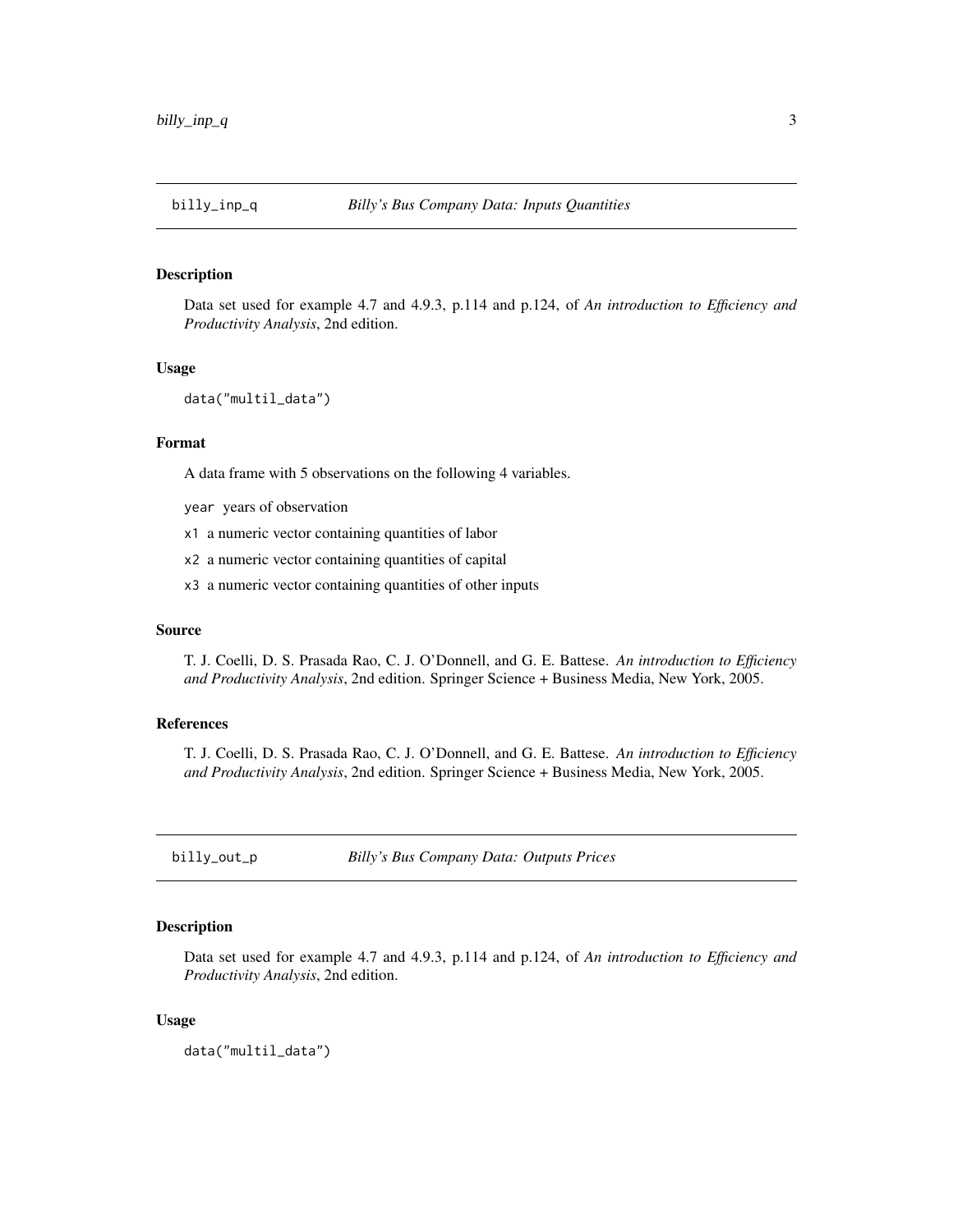## billy_inp_q — *Billy's Bus Company Data: Inputs Quantities*

### Description

Data set used for example 4.7 and 4.9.3, p.114 and p.124, of *An introduction to Efficiency and Productivity Analysis*, 2nd edition.

### Usage

```
data("multil_data")
```

### Format

A data frame with 5 observations on the following 4 variables.

- `year` years of observation
- `x1` a numeric vector containing quantities of labor
- `x2` a numeric vector containing quantities of capital
- `x3` a numeric vector containing quantities of other inputs

### Source

T. J. Coelli, D. S. Prasada Rao, C. J. O'Donnell, and G. E. Battese. *An introduction to Efficiency and Productivity Analysis*, 2nd edition. Springer Science + Business Media, New York, 2005.

### References

T. J. Coelli, D. S. Prasada Rao, C. J. O'Donnell, and G. E. Battese. *An introduction to Efficiency and Productivity Analysis*, 2nd edition. Springer Science + Business Media, New York, 2005.

## billy_out_p — *Billy's Bus Company Data: Outputs Prices*

### Description

Data set used for example 4.7 and 4.9.3, p.114 and p.124, of *An introduction to Efficiency and Productivity Analysis*, 2nd edition.

### Usage

```
data("multil_data")
```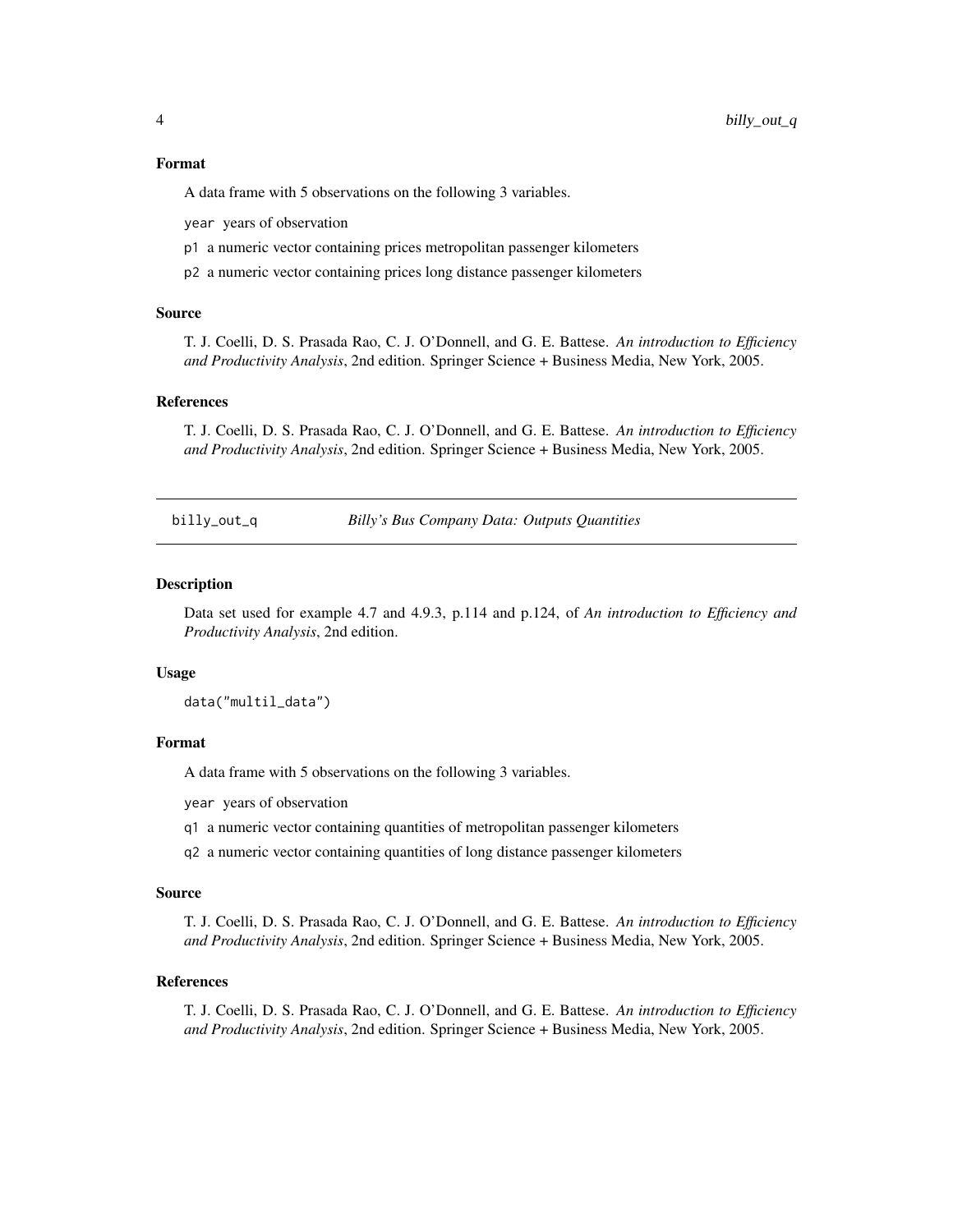### Format

A data frame with 5 observations on the following 3 variables.

`year` years of observation

`p1` a numeric vector containing prices metropolitan passenger kilometers

`p2` a numeric vector containing prices long distance passenger kilometers

### Source

T. J. Coelli, D. S. Prasada Rao, C. J. O'Donnell, and G. E. Battese. *An introduction to Efficiency and Productivity Analysis*, 2nd edition. Springer Science + Business Media, New York, 2005.

### References

T. J. Coelli, D. S. Prasada Rao, C. J. O'Donnell, and G. E. Battese. *An introduction to Efficiency and Productivity Analysis*, 2nd edition. Springer Science + Business Media, New York, 2005.

---

## billy_out_q *Billy's Bus Company Data: Outputs Quantities*

### Description

Data set used for example 4.7 and 4.9.3, p.114 and p.124, of *An introduction to Efficiency and Productivity Analysis*, 2nd edition.

### Usage

```
data("multil_data")
```

### Format

A data frame with 5 observations on the following 3 variables.

`year` years of observation

`q1` a numeric vector containing quantities of metropolitan passenger kilometers

`q2` a numeric vector containing quantities of long distance passenger kilometers

### Source

T. J. Coelli, D. S. Prasada Rao, C. J. O'Donnell, and G. E. Battese. *An introduction to Efficiency and Productivity Analysis*, 2nd edition. Springer Science + Business Media, New York, 2005.

### References

T. J. Coelli, D. S. Prasada Rao, C. J. O'Donnell, and G. E. Battese. *An introduction to Efficiency and Productivity Analysis*, 2nd edition. Springer Science + Business Media, New York, 2005.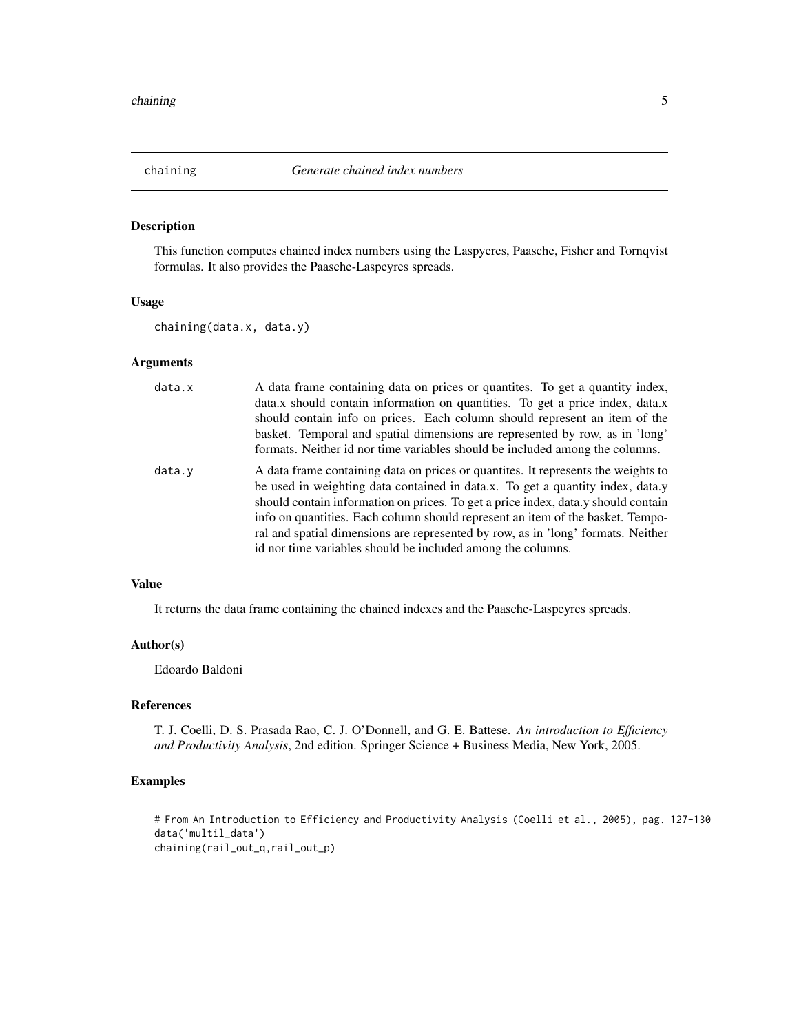## chaining — *Generate chained index numbers*

### Description

This function computes chained index numbers using the Laspyeres, Paasche, Fisher and Tornqvist formulas. It also provides the Paasche-Laspeyres spreads.

### Usage

```
chaining(data.x, data.y)
```

### Arguments

`data.x` A data frame containing data on prices or quantites. To get a quantity index, data.x should contain information on quantities. To get a price index, data.x should contain info on prices. Each column should represent an item of the basket. Temporal and spatial dimensions are represented by row, as in 'long' formats. Neither id nor time variables should be included among the columns.

`data.y` A data frame containing data on prices or quantites. It represents the weights to be used in weighting data contained in data.x. To get a quantity index, data.y should contain information on prices. To get a price index, data.y should contain info on quantities. Each column should represent an item of the basket. Temporal and spatial dimensions are represented by row, as in 'long' formats. Neither id nor time variables should be included among the columns.

### Value

It returns the data frame containing the chained indexes and the Paasche-Laspeyres spreads.

### Author(s)

Edoardo Baldoni

### References

T. J. Coelli, D. S. Prasada Rao, C. J. O'Donnell, and G. E. Battese. *An introduction to Efficiency and Productivity Analysis*, 2nd edition. Springer Science + Business Media, New York, 2005.

### Examples

```
# From An Introduction to Efficiency and Productivity Analysis (Coelli et al., 2005), pag. 127-130
data('multil_data')
chaining(rail_out_q,rail_out_p)
```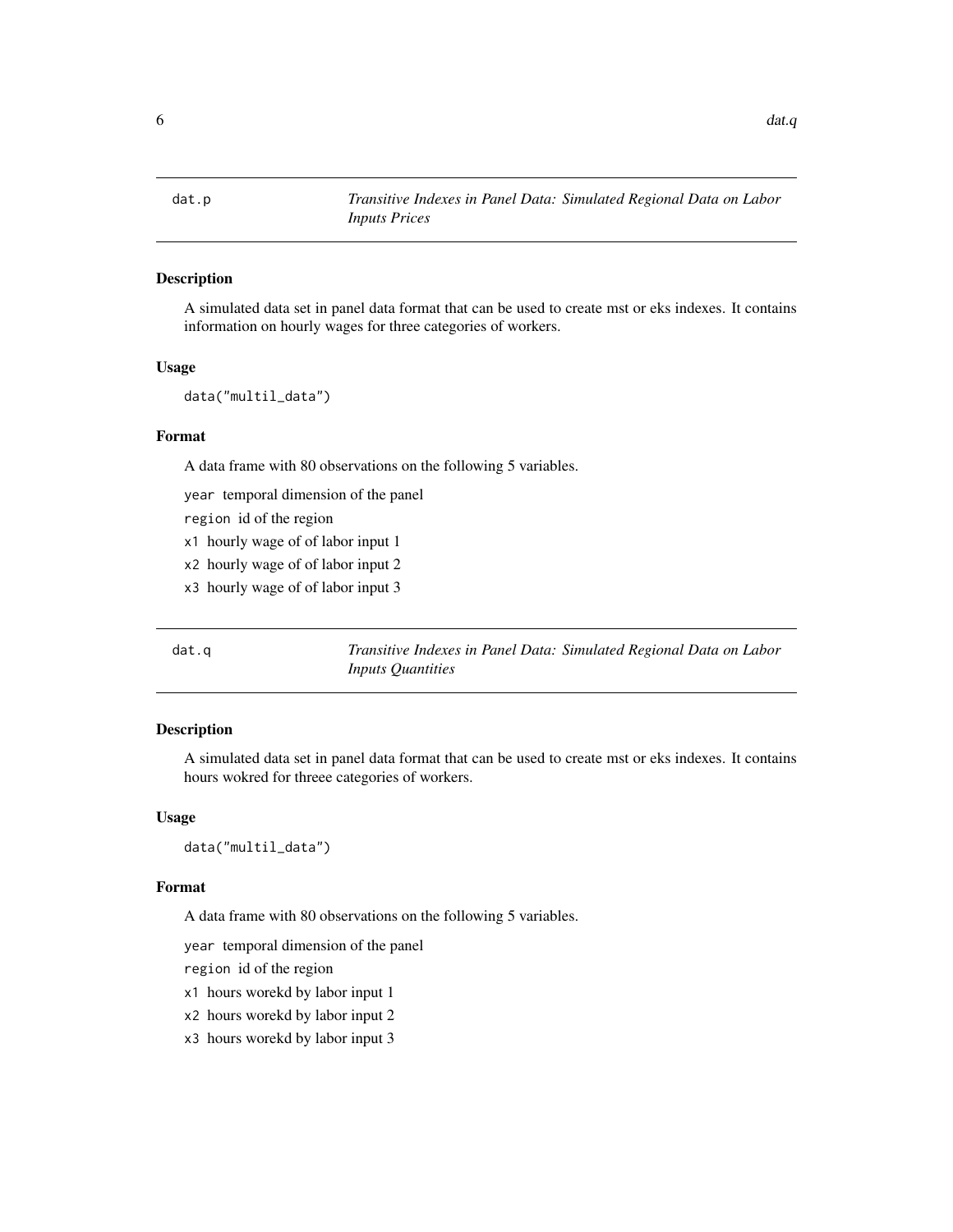## dat.p — *Transitive Indexes in Panel Data: Simulated Regional Data on Labor Inputs Prices*

### Description

A simulated data set in panel data format that can be used to create mst or eks indexes. It contains information on hourly wages for three categories of workers.

### Usage

```
data("multil_data")
```

### Format

A data frame with 80 observations on the following 5 variables.

`year` temporal dimension of the panel

`region` id of the region

`x1` hourly wage of of labor input 1

`x2` hourly wage of of labor input 2

`x3` hourly wage of of labor input 3

## dat.q — *Transitive Indexes in Panel Data: Simulated Regional Data on Labor Inputs Quantities*

### Description

A simulated data set in panel data format that can be used to create mst or eks indexes. It contains hours wokred for threee categories of workers.

### Usage

```
data("multil_data")
```

### Format

A data frame with 80 observations on the following 5 variables.

`year` temporal dimension of the panel

`region` id of the region

`x1` hours worekd by labor input 1

`x2` hours worekd by labor input 2

`x3` hours worekd by labor input 3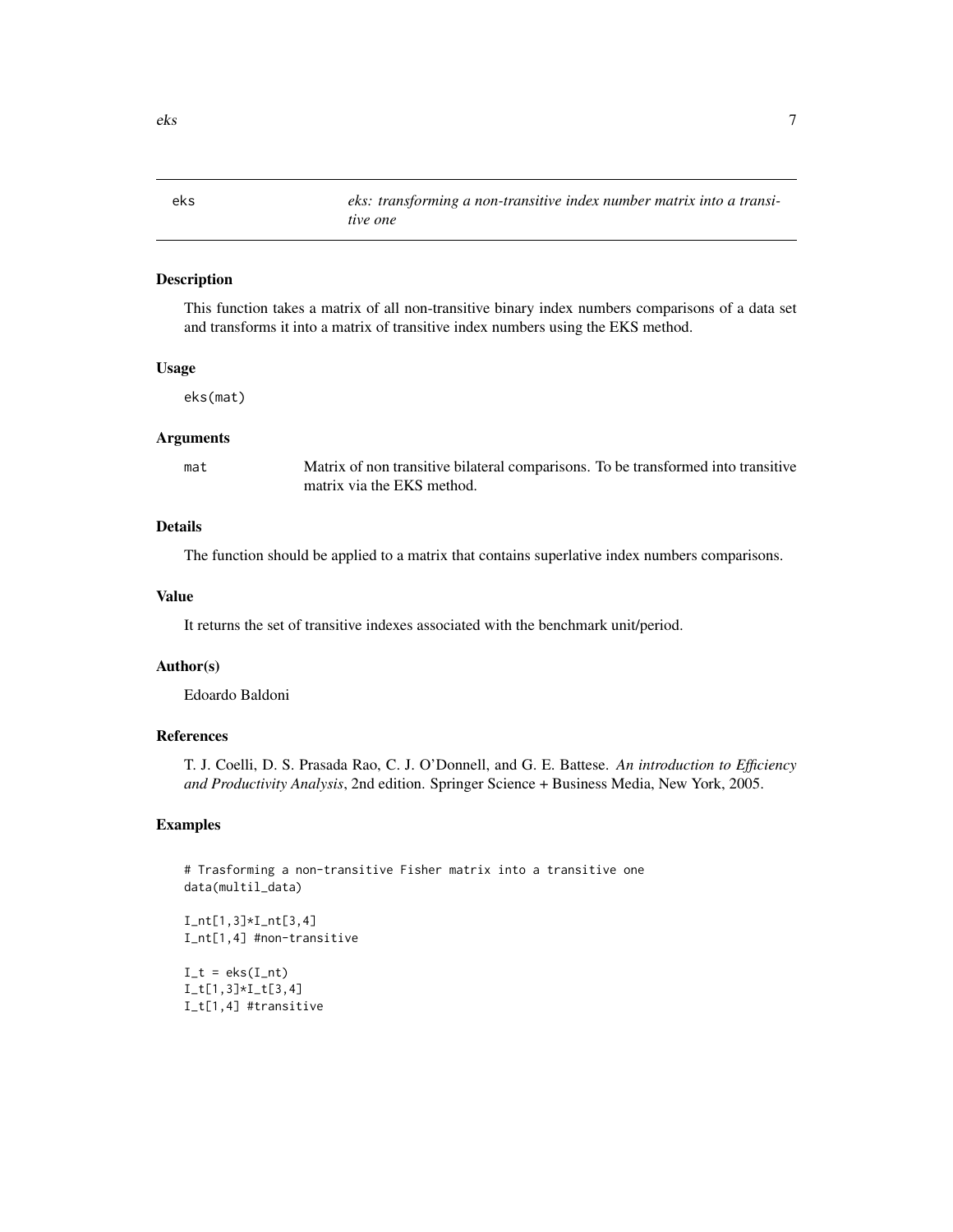# eks — *eks: transforming a non-transitive index number matrix into a transitive one*

## Description

This function takes a matrix of all non-transitive binary index numbers comparisons of a data set and transforms it into a matrix of transitive index numbers using the EKS method.

## Usage

```
eks(mat)
```

## Arguments

| | |
|---|---|
| mat | Matrix of non transitive bilateral comparisons. To be transformed into transitive matrix via the EKS method. |

## Details

The function should be applied to a matrix that contains superlative index numbers comparisons.

## Value

It returns the set of transitive indexes associated with the benchmark unit/period.

## Author(s)

Edoardo Baldoni

## References

T. J. Coelli, D. S. Prasada Rao, C. J. O'Donnell, and G. E. Battese. *An introduction to Efficiency and Productivity Analysis*, 2nd edition. Springer Science + Business Media, New York, 2005.

## Examples

```
# Trasforming a non-transitive Fisher matrix into a transitive one
data(multil_data)

I_nt[1,3]*I_nt[3,4]
I_nt[1,4] #non-transitive

I_t = eks(I_nt)
I_t[1,3]*I_t[3,4]
I_t[1,4] #transitive
```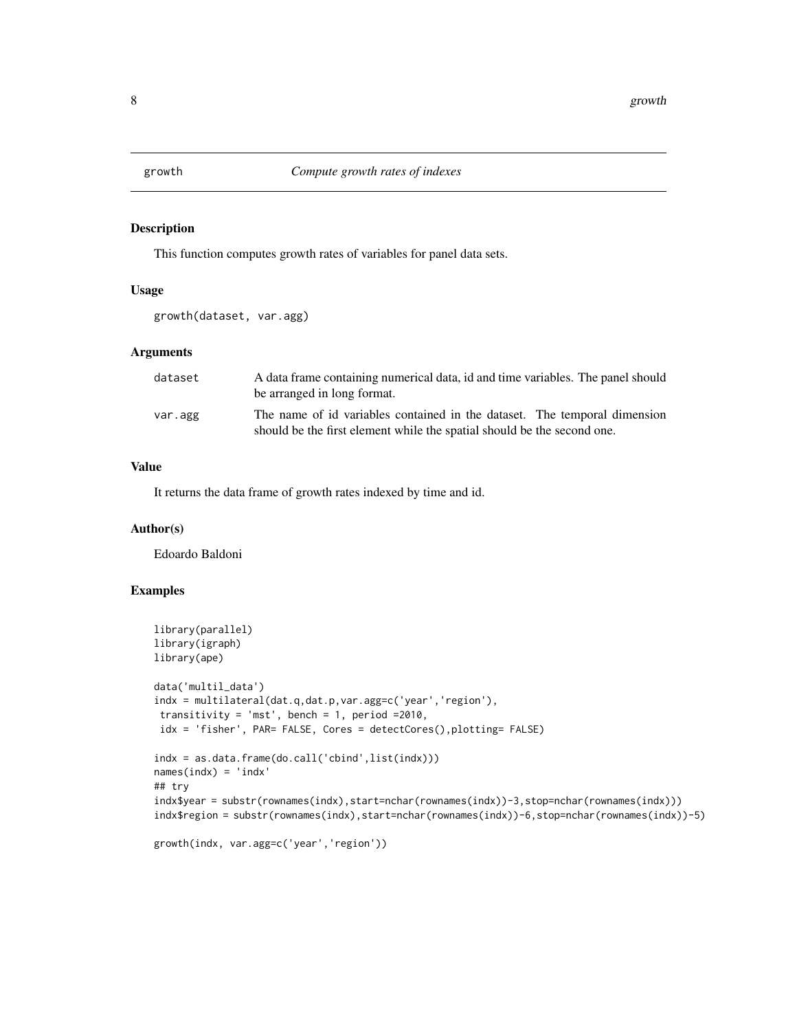# growth — *Compute growth rates of indexes*

## Description

This function computes growth rates of variables for panel data sets.

## Usage

```
growth(dataset, var.agg)
```

## Arguments

| | |
|---|---|
| dataset | A data frame containing numerical data, id and time variables. The panel should be arranged in long format. |
| var.agg | The name of id variables contained in the dataset. The temporal dimension should be the first element while the spatial should be the second one. |

## Value

It returns the data frame of growth rates indexed by time and id.

## Author(s)

Edoardo Baldoni

## Examples

```
library(parallel)
library(igraph)
library(ape)

data('multil_data')
indx = multilateral(dat.q,dat.p,var.agg=c('year','region'),
 transitivity = 'mst', bench = 1, period =2010,
 idx = 'fisher', PAR= FALSE, Cores = detectCores(),plotting= FALSE)

indx = as.data.frame(do.call('cbind',list(indx)))
names(indx) = 'indx'
## try
indx$year = substr(rownames(indx),start=nchar(rownames(indx))-3,stop=nchar(rownames(indx)))
indx$region = substr(rownames(indx),start=nchar(rownames(indx))-6,stop=nchar(rownames(indx))-5)

growth(indx, var.agg=c('year','region'))
```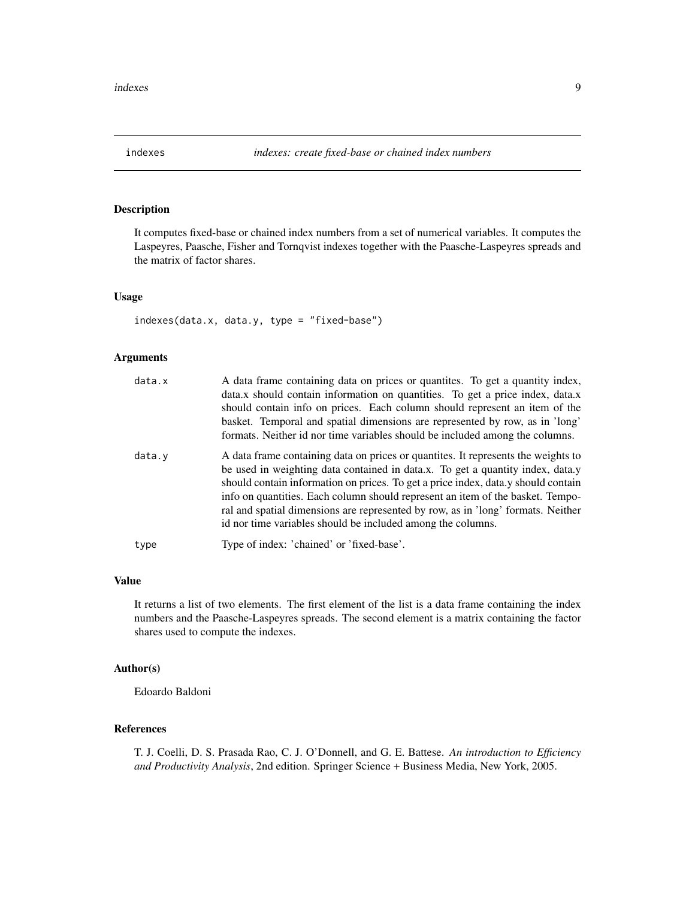# indexes — *indexes: create fixed-base or chained index numbers*

## Description

It computes fixed-base or chained index numbers from a set of numerical variables. It computes the Laspeyres, Paasche, Fisher and Tornqvist indexes together with the Paasche-Laspeyres spreads and the matrix of factor shares.

## Usage

```
indexes(data.x, data.y, type = "fixed-base")
```

## Arguments

| | |
|---|---|
| `data.x` | A data frame containing data on prices or quantites. To get a quantity index, data.x should contain information on quantities. To get a price index, data.x should contain info on prices. Each column should represent an item of the basket. Temporal and spatial dimensions are represented by row, as in 'long' formats. Neither id nor time variables should be included among the columns. |
| `data.y` | A data frame containing data on prices or quantites. It represents the weights to be used in weighting data contained in data.x. To get a quantity index, data.y should contain information on prices. To get a price index, data.y should contain info on quantities. Each column should represent an item of the basket. Temporal and spatial dimensions are represented by row, as in 'long' formats. Neither id nor time variables should be included among the columns. |
| `type` | Type of index: 'chained' or 'fixed-base'. |

## Value

It returns a list of two elements. The first element of the list is a data frame containing the index numbers and the Paasche-Laspeyres spreads. The second element is a matrix containing the factor shares used to compute the indexes.

## Author(s)

Edoardo Baldoni

## References

T. J. Coelli, D. S. Prasada Rao, C. J. O'Donnell, and G. E. Battese. *An introduction to Efficiency and Productivity Analysis*, 2nd edition. Springer Science + Business Media, New York, 2005.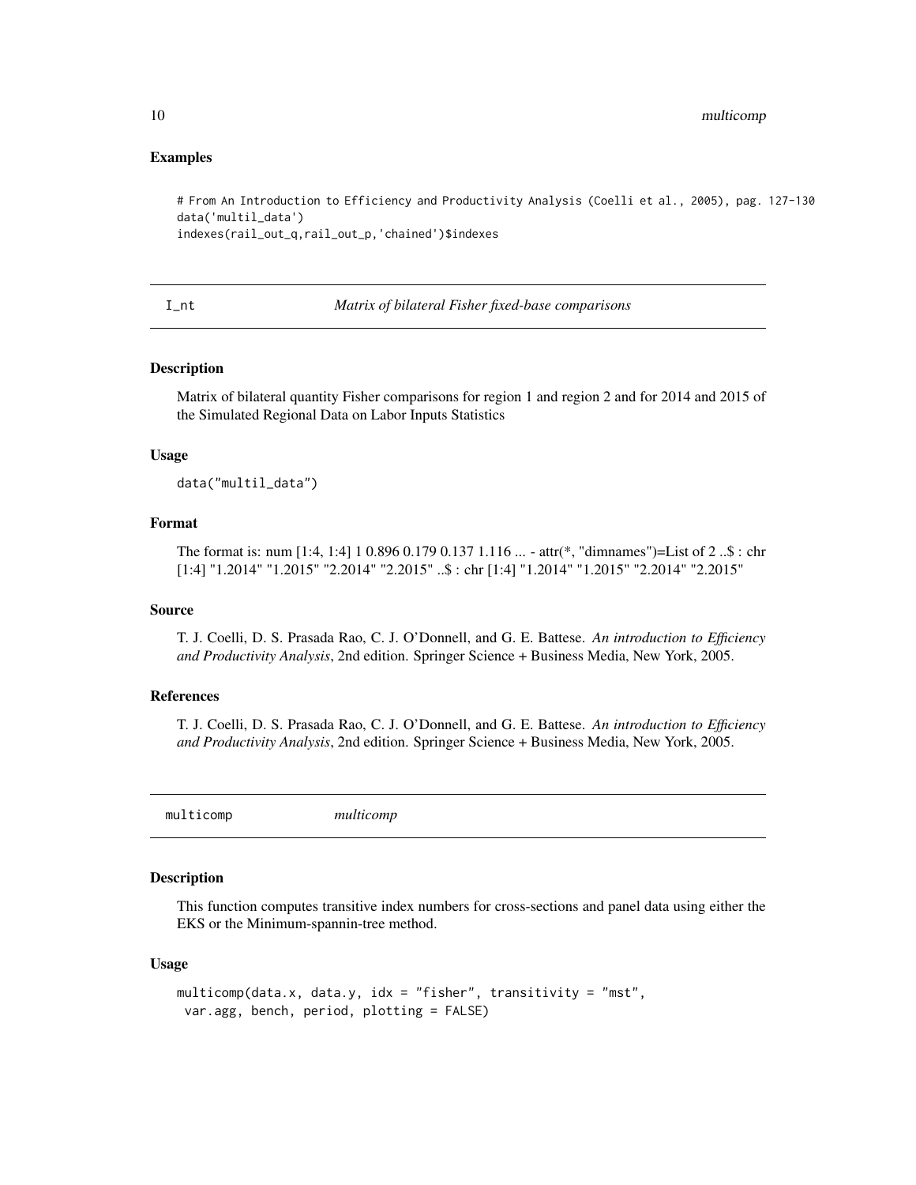### Examples

```
# From An Introduction to Efficiency and Productivity Analysis (Coelli et al., 2005), pag. 127-130
data('multil_data')
indexes(rail_out_q,rail_out_p,'chained')$indexes
```

---

## I_nt *Matrix of bilateral Fisher fixed-base comparisons*

### Description

Matrix of bilateral quantity Fisher comparisons for region 1 and region 2 and for 2014 and 2015 of the Simulated Regional Data on Labor Inputs Statistics

### Usage

```
data("multil_data")
```

### Format

The format is: num [1:4, 1:4] 1 0.896 0.179 0.137 1.116 ... - attr(*, "dimnames")=List of 2 ..$ : chr [1:4] "1.2014" "1.2015" "2.2014" "2.2015" ..$ : chr [1:4] "1.2014" "1.2015" "2.2014" "2.2015"

### Source

T. J. Coelli, D. S. Prasada Rao, C. J. O'Donnell, and G. E. Battese. *An introduction to Efficiency and Productivity Analysis*, 2nd edition. Springer Science + Business Media, New York, 2005.

### References

T. J. Coelli, D. S. Prasada Rao, C. J. O'Donnell, and G. E. Battese. *An introduction to Efficiency and Productivity Analysis*, 2nd edition. Springer Science + Business Media, New York, 2005.

---

## multicomp *multicomp*

### Description

This function computes transitive index numbers for cross-sections and panel data using either the EKS or the Minimum-spannin-tree method.

### Usage

```
multicomp(data.x, data.y, idx = "fisher", transitivity = "mst",
 var.agg, bench, period, plotting = FALSE)
```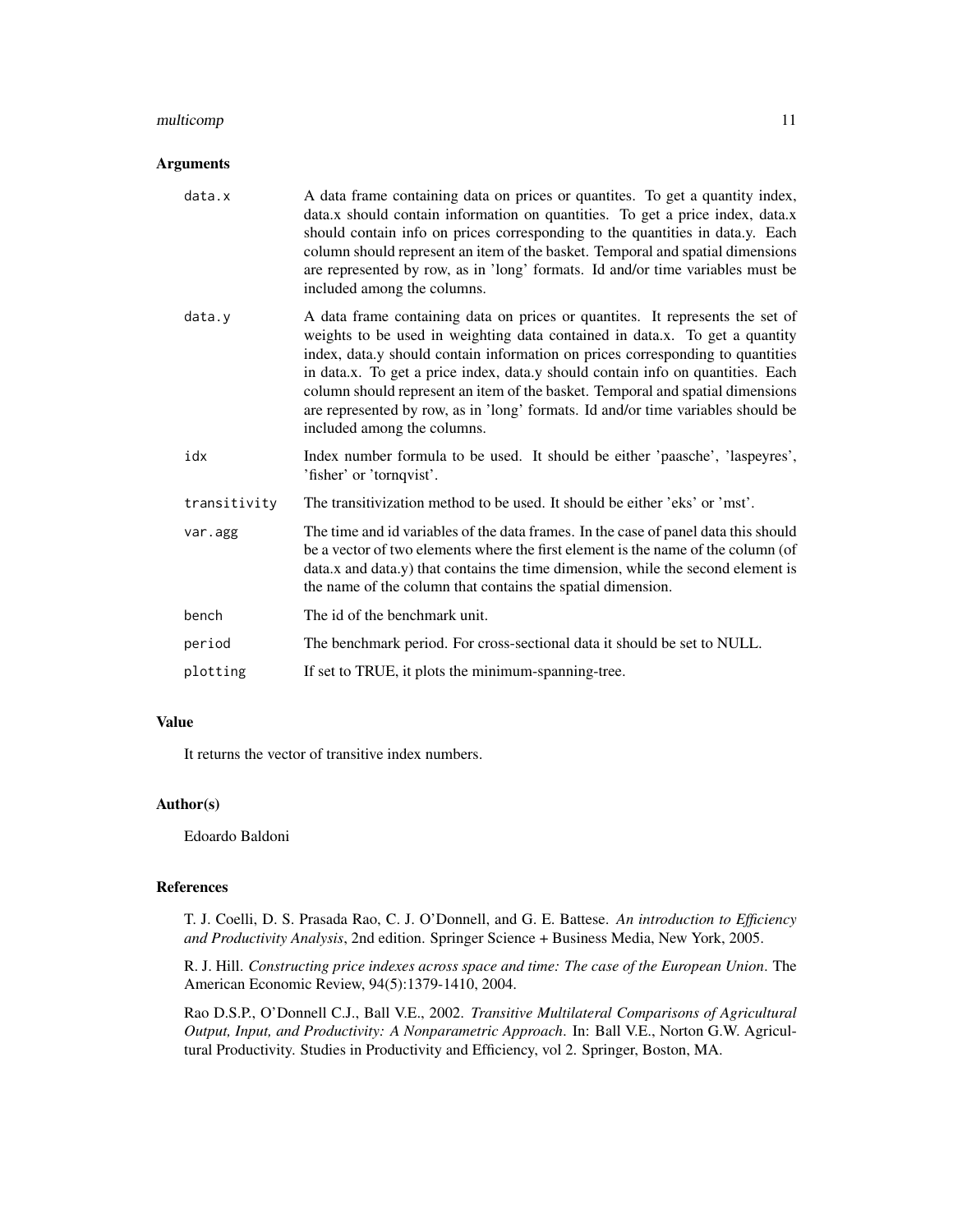## Arguments

| | |
|---|---|
| `data.x` | A data frame containing data on prices or quantites. To get a quantity index, data.x should contain information on quantities. To get a price index, data.x should contain info on prices corresponding to the quantities in data.y. Each column should represent an item of the basket. Temporal and spatial dimensions are represented by row, as in 'long' formats. Id and/or time variables must be included among the columns. |
| `data.y` | A data frame containing data on prices or quantites. It represents the set of weights to be used in weighting data contained in data.x. To get a quantity index, data.y should contain information on prices corresponding to quantities in data.x. To get a price index, data.y should contain info on quantities. Each column should represent an item of the basket. Temporal and spatial dimensions are represented by row, as in 'long' formats. Id and/or time variables should be included among the columns. |
| `idx` | Index number formula to be used. It should be either 'paasche', 'laspeyres', 'fisher' or 'tornqvist'. |
| `transitivity` | The transitivization method to be used. It should be either 'eks' or 'mst'. |
| `var.agg` | The time and id variables of the data frames. In the case of panel data this should be a vector of two elements where the first element is the name of the column (of data.x and data.y) that contains the time dimension, while the second element is the name of the column that contains the spatial dimension. |
| `bench` | The id of the benchmark unit. |
| `period` | The benchmark period. For cross-sectional data it should be set to NULL. |
| `plotting` | If set to TRUE, it plots the minimum-spanning-tree. |

## Value

It returns the vector of transitive index numbers.

## Author(s)

Edoardo Baldoni

## References

T. J. Coelli, D. S. Prasada Rao, C. J. O'Donnell, and G. E. Battese. *An introduction to Efficiency and Productivity Analysis*, 2nd edition. Springer Science + Business Media, New York, 2005.

R. J. Hill. *Constructing price indexes across space and time: The case of the European Union*. The American Economic Review, 94(5):1379-1410, 2004.

Rao D.S.P., O'Donnell C.J., Ball V.E., 2002. *Transitive Multilateral Comparisons of Agricultural Output, Input, and Productivity: A Nonparametric Approach*. In: Ball V.E., Norton G.W. Agricultural Productivity. Studies in Productivity and Efficiency, vol 2. Springer, Boston, MA.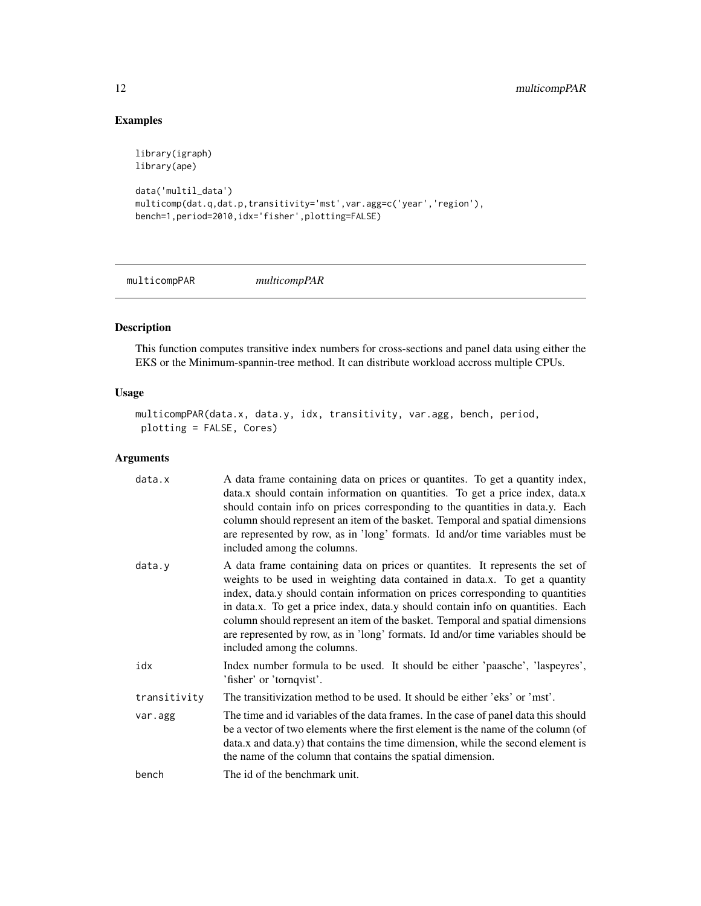## Examples

```
library(igraph)
library(ape)

data('multil_data')
multicomp(dat.q,dat.p,transitivity='mst',var.agg=c('year','region'),
bench=1,period=2010,idx='fisher',plotting=FALSE)
```

---

multicompPAR *multicompPAR*

---

## Description

This function computes transitive index numbers for cross-sections and panel data using either the EKS or the Minimum-spannin-tree method. It can distribute workload accross multiple CPUs.

## Usage

```
multicompPAR(data.x, data.y, idx, transitivity, var.agg, bench, period,
 plotting = FALSE, Cores)
```

## Arguments

| | |
|---|---|
| data.x | A data frame containing data on prices or quantites. To get a quantity index, data.x should contain information on quantities. To get a price index, data.x should contain info on prices corresponding to the quantities in data.y. Each column should represent an item of the basket. Temporal and spatial dimensions are represented by row, as in 'long' formats. Id and/or time variables must be included among the columns. |
| data.y | A data frame containing data on prices or quantites. It represents the set of weights to be used in weighting data contained in data.x. To get a quantity index, data.y should contain information on prices corresponding to quantities in data.x. To get a price index, data.y should contain info on quantities. Each column should represent an item of the basket. Temporal and spatial dimensions are represented by row, as in 'long' formats. Id and/or time variables should be included among the columns. |
| idx | Index number formula to be used. It should be either 'paasche', 'laspeyres', 'fisher' or 'tornqvist'. |
| transitivity | The transitivization method to be used. It should be either 'eks' or 'mst'. |
| var.agg | The time and id variables of the data frames. In the case of panel data this should be a vector of two elements where the first element is the name of the column (of data.x and data.y) that contains the time dimension, while the second element is the name of the column that contains the spatial dimension. |
| bench | The id of the benchmark unit. |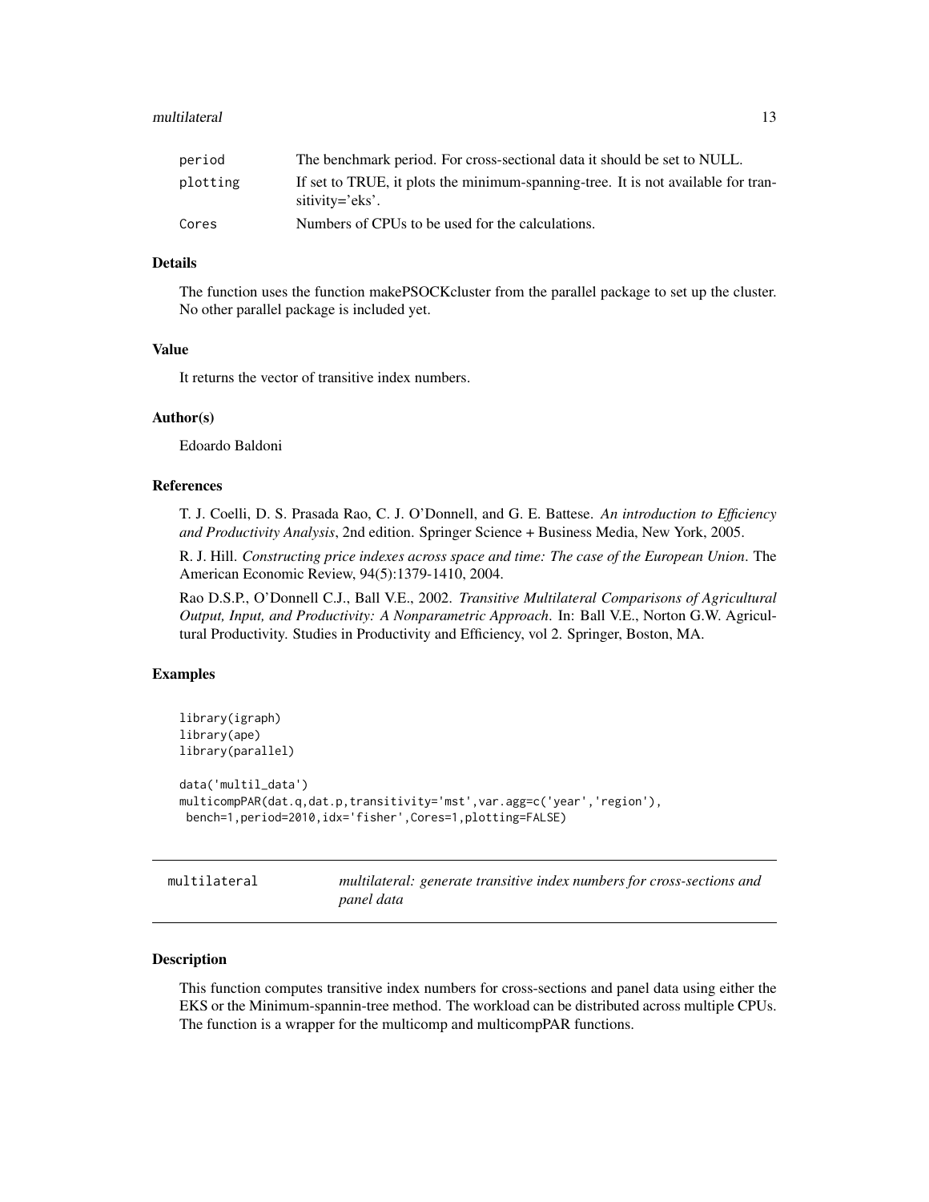| | |
|---|---|
| period | The benchmark period. For cross-sectional data it should be set to NULL. |
| plotting | If set to TRUE, it plots the minimum-spanning-tree. It is not available for transitivity='eks'. |
| Cores | Numbers of CPUs to be used for the calculations. |

### Details

The function uses the function makePSOCKcluster from the parallel package to set up the cluster. No other parallel package is included yet.

### Value

It returns the vector of transitive index numbers.

### Author(s)

Edoardo Baldoni

### References

T. J. Coelli, D. S. Prasada Rao, C. J. O'Donnell, and G. E. Battese. *An introduction to Efficiency and Productivity Analysis*, 2nd edition. Springer Science + Business Media, New York, 2005.

R. J. Hill. *Constructing price indexes across space and time: The case of the European Union*. The American Economic Review, 94(5):1379-1410, 2004.

Rao D.S.P., O'Donnell C.J., Ball V.E., 2002. *Transitive Multilateral Comparisons of Agricultural Output, Input, and Productivity: A Nonparametric Approach*. In: Ball V.E., Norton G.W. Agricultural Productivity. Studies in Productivity and Efficiency, vol 2. Springer, Boston, MA.

### Examples

```
library(igraph)
library(ape)
library(parallel)

data('multil_data')
multicompPAR(dat.q,dat.p,transitivity='mst',var.agg=c('year','region'),
 bench=1,period=2010,idx='fisher',Cores=1,plotting=FALSE)
```

---

## multilateral — *multilateral: generate transitive index numbers for cross-sections and panel data*

### Description

This function computes transitive index numbers for cross-sections and panel data using either the EKS or the Minimum-spannin-tree method. The workload can be distributed across multiple CPUs. The function is a wrapper for the multicomp and multicompPAR functions.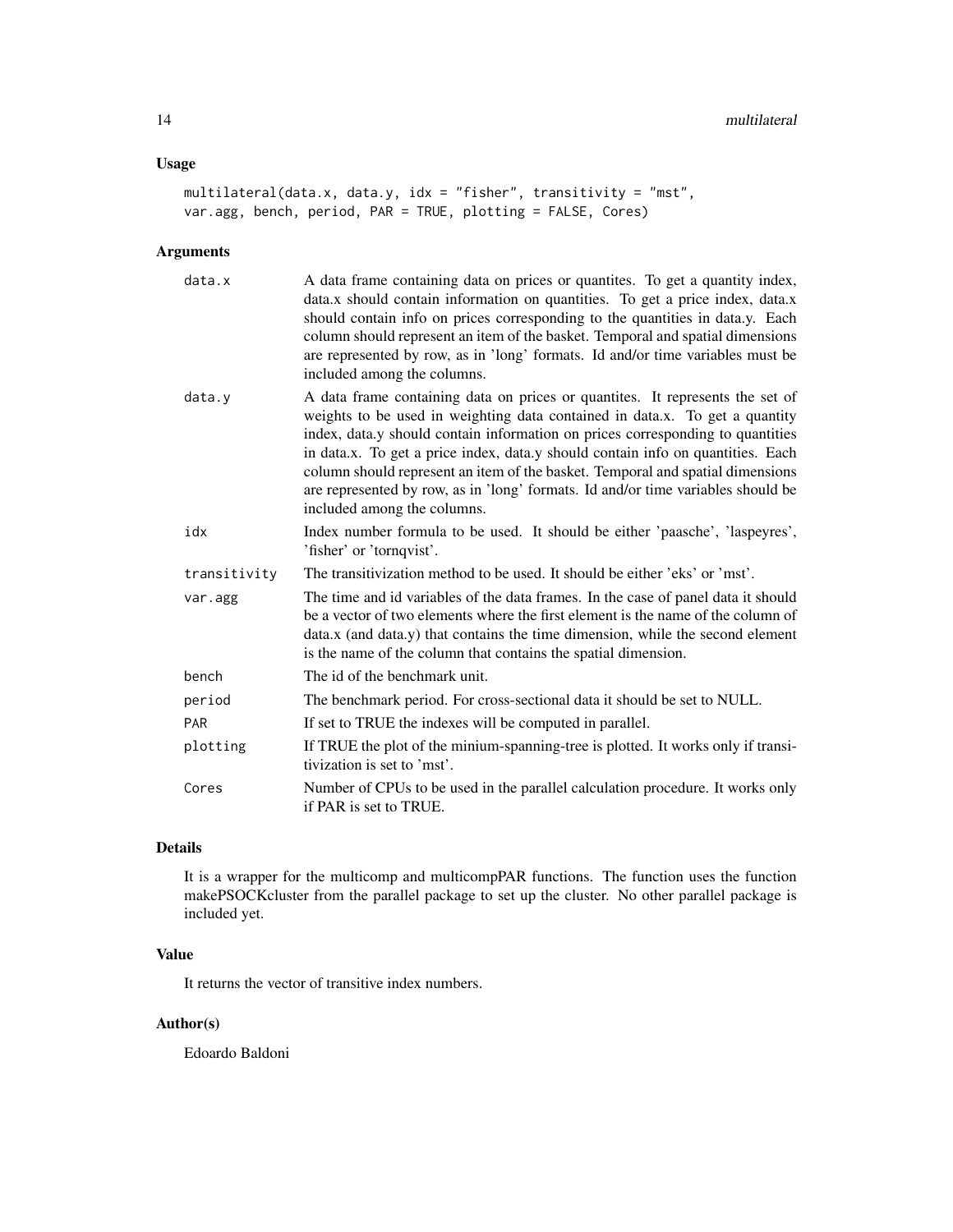## Usage

```
multilateral(data.x, data.y, idx = "fisher", transitivity = "mst",
var.agg, bench, period, PAR = TRUE, plotting = FALSE, Cores)
```

## Arguments

| | |
|---|---|
| data.x | A data frame containing data on prices or quantites. To get a quantity index, data.x should contain information on quantities. To get a price index, data.x should contain info on prices corresponding to the quantities in data.y. Each column should represent an item of the basket. Temporal and spatial dimensions are represented by row, as in 'long' formats. Id and/or time variables must be included among the columns. |
| data.y | A data frame containing data on prices or quantites. It represents the set of weights to be used in weighting data contained in data.x. To get a quantity index, data.y should contain information on prices corresponding to quantities in data.x. To get a price index, data.y should contain info on quantities. Each column should represent an item of the basket. Temporal and spatial dimensions are represented by row, as in 'long' formats. Id and/or time variables should be included among the columns. |
| idx | Index number formula to be used. It should be either 'paasche', 'laspeyres', 'fisher' or 'tornqvist'. |
| transitivity | The transitivization method to be used. It should be either 'eks' or 'mst'. |
| var.agg | The time and id variables of the data frames. In the case of panel data it should be a vector of two elements where the first element is the name of the column of data.x (and data.y) that contains the time dimension, while the second element is the name of the column that contains the spatial dimension. |
| bench | The id of the benchmark unit. |
| period | The benchmark period. For cross-sectional data it should be set to NULL. |
| PAR | If set to TRUE the indexes will be computed in parallel. |
| plotting | If TRUE the plot of the minium-spanning-tree is plotted. It works only if transitivization is set to 'mst'. |
| Cores | Number of CPUs to be used in the parallel calculation procedure. It works only if PAR is set to TRUE. |

## Details

It is a wrapper for the multicomp and multicompPAR functions. The function uses the function makePSOCKcluster from the parallel package to set up the cluster. No other parallel package is included yet.

## Value

It returns the vector of transitive index numbers.

## Author(s)

Edoardo Baldoni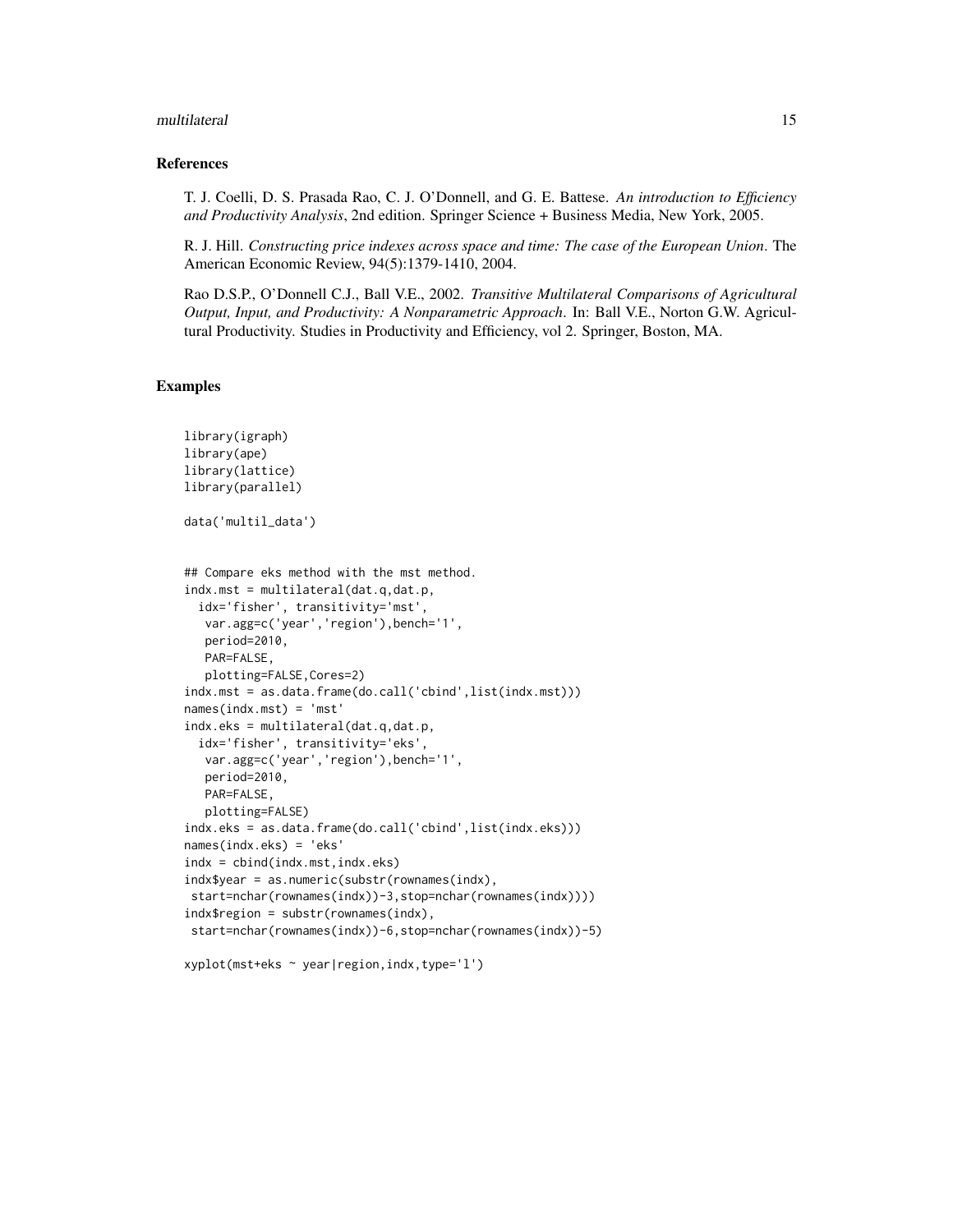## References

T. J. Coelli, D. S. Prasada Rao, C. J. O'Donnell, and G. E. Battese. *An introduction to Efficiency and Productivity Analysis*, 2nd edition. Springer Science + Business Media, New York, 2005.

R. J. Hill. *Constructing price indexes across space and time: The case of the European Union*. The American Economic Review, 94(5):1379-1410, 2004.

Rao D.S.P., O'Donnell C.J., Ball V.E., 2002. *Transitive Multilateral Comparisons of Agricultural Output, Input, and Productivity: A Nonparametric Approach*. In: Ball V.E., Norton G.W. Agricultural Productivity. Studies in Productivity and Efficiency, vol 2. Springer, Boston, MA.

## Examples

```
library(igraph)
library(ape)
library(lattice)
library(parallel)

data('multil_data')


## Compare eks method with the mst method.
indx.mst = multilateral(dat.q,dat.p,
  idx='fisher', transitivity='mst',
   var.agg=c('year','region'),bench='1',
   period=2010,
   PAR=FALSE,
   plotting=FALSE,Cores=2)
indx.mst = as.data.frame(do.call('cbind',list(indx.mst)))
names(indx.mst) = 'mst'
indx.eks = multilateral(dat.q,dat.p,
  idx='fisher', transitivity='eks',
   var.agg=c('year','region'),bench='1',
   period=2010,
   PAR=FALSE,
   plotting=FALSE)
indx.eks = as.data.frame(do.call('cbind',list(indx.eks)))
names(indx.eks) = 'eks'
indx = cbind(indx.mst,indx.eks)
indx$year = as.numeric(substr(rownames(indx),
 start=nchar(rownames(indx))-3,stop=nchar(rownames(indx))))
indx$region = substr(rownames(indx),
 start=nchar(rownames(indx))-6,stop=nchar(rownames(indx))-5)

xyplot(mst+eks ~ year|region,indx,type='l')
```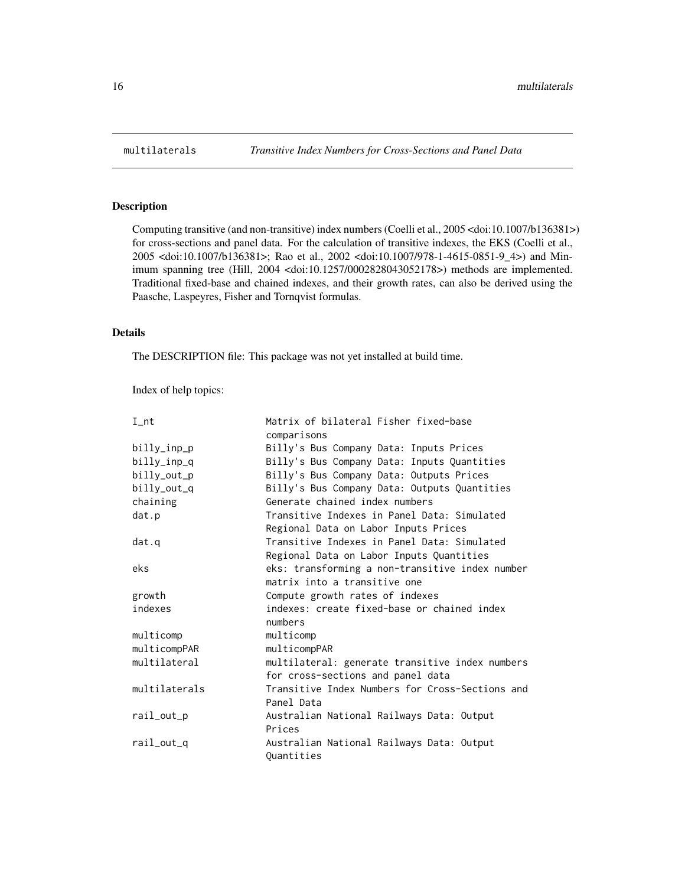# multilaterals — *Transitive Index Numbers for Cross-Sections and Panel Data*

## Description

Computing transitive (and non-transitive) index numbers (Coelli et al., 2005 <doi:10.1007/b136381>) for cross-sections and panel data. For the calculation of transitive indexes, the EKS (Coelli et al., 2005 <doi:10.1007/b136381>; Rao et al., 2002 <doi:10.1007/978-1-4615-0851-9_4>) and Minimum spanning tree (Hill, 2004 <doi:10.1257/0002828043052178>) methods are implemented. Traditional fixed-base and chained indexes, and their growth rates, can also be derived using the Paasche, Laspeyres, Fisher and Tornqvist formulas.

## Details

The DESCRIPTION file: This package was not yet installed at build time.

Index of help topics:

```
I_nt                    Matrix of bilateral Fisher fixed-base
                        comparisons
billy_inp_p             Billy's Bus Company Data: Inputs Prices
billy_inp_q             Billy's Bus Company Data: Inputs Quantities
billy_out_p             Billy's Bus Company Data: Outputs Prices
billy_out_q             Billy's Bus Company Data: Outputs Quantities
chaining                Generate chained index numbers
dat.p                   Transitive Indexes in Panel Data: Simulated
                        Regional Data on Labor Inputs Prices
dat.q                   Transitive Indexes in Panel Data: Simulated
                        Regional Data on Labor Inputs Quantities
eks                     eks: transforming a non-transitive index number
                        matrix into a transitive one
growth                  Compute growth rates of indexes
indexes                 indexes: create fixed-base or chained index
                        numbers
multicomp               multicomp
multicompPAR            multicompPAR
multilateral            multilateral: generate transitive index numbers
                        for cross-sections and panel data
multilaterals           Transitive Index Numbers for Cross-Sections and
                        Panel Data
rail_out_p              Australian National Railways Data: Output
                        Prices
rail_out_q              Australian National Railways Data: Output
                        Quantities
```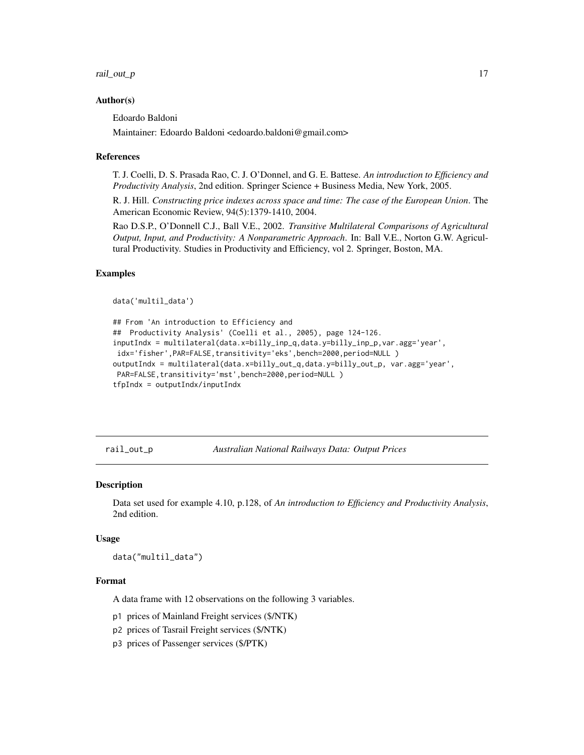### Author(s)

Edoardo Baldoni

Maintainer: Edoardo Baldoni <edoardo.baldoni@gmail.com>

### References

T. J. Coelli, D. S. Prasada Rao, C. J. O'Donnel, and G. E. Battese. *An introduction to Efficiency and Productivity Analysis*, 2nd edition. Springer Science + Business Media, New York, 2005.

R. J. Hill. *Constructing price indexes across space and time: The case of the European Union*. The American Economic Review, 94(5):1379-1410, 2004.

Rao D.S.P., O'Donnell C.J., Ball V.E., 2002. *Transitive Multilateral Comparisons of Agricultural Output, Input, and Productivity: A Nonparametric Approach*. In: Ball V.E., Norton G.W. Agricultural Productivity. Studies in Productivity and Efficiency, vol 2. Springer, Boston, MA.

### Examples

```
data('multil_data')

## From 'An introduction to Efficiency and
##  Productivity Analysis' (Coelli et al., 2005), page 124-126.
inputIndx = multilateral(data.x=billy_inp_q,data.y=billy_inp_p,var.agg='year',
 idx='fisher',PAR=FALSE,transitivity='eks',bench=2000,period=NULL )
outputIndx = multilateral(data.x=billy_out_q,data.y=billy_out_p, var.agg='year',
 PAR=FALSE,transitivity='mst',bench=2000,period=NULL )
tfpIndx = outputIndx/inputIndx
```

---

## rail_out_p — *Australian National Railways Data: Output Prices*

### Description

Data set used for example 4.10, p.128, of *An introduction to Efficiency and Productivity Analysis*, 2nd edition.

### Usage

```
data("multil_data")
```

### Format

A data frame with 12 observations on the following 3 variables.

- `p1` prices of Mainland Freight services ($/NTK)
- `p2` prices of Tasrail Freight services ($/NTK)
- `p3` prices of Passenger services ($/PTK)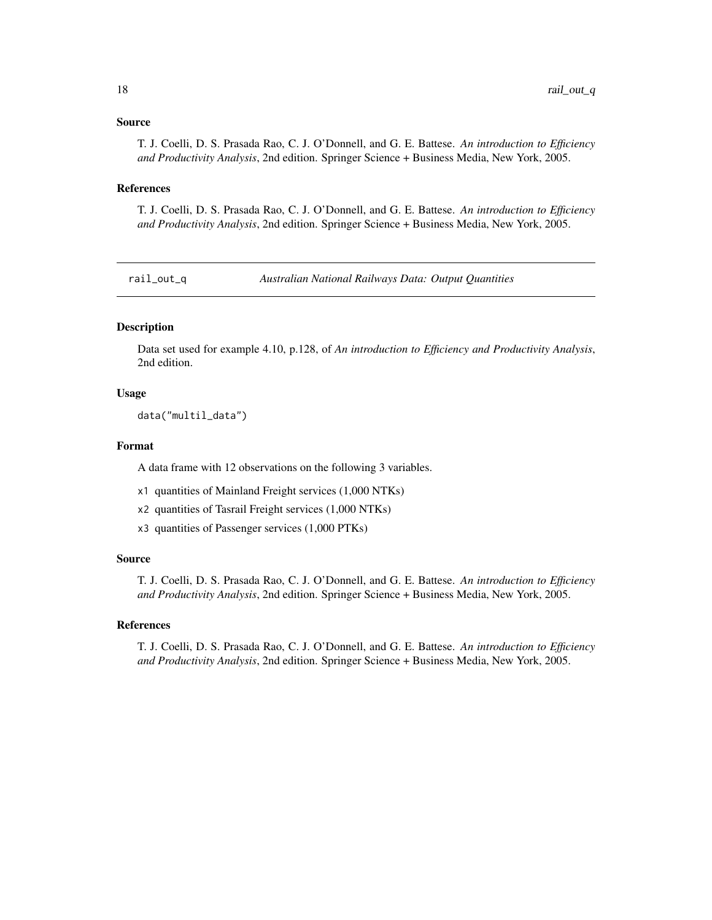### Source

T. J. Coelli, D. S. Prasada Rao, C. J. O'Donnell, and G. E. Battese. *An introduction to Efficiency and Productivity Analysis*, 2nd edition. Springer Science + Business Media, New York, 2005.

### References

T. J. Coelli, D. S. Prasada Rao, C. J. O'Donnell, and G. E. Battese. *An introduction to Efficiency and Productivity Analysis*, 2nd edition. Springer Science + Business Media, New York, 2005.

---

## rail_out_q    *Australian National Railways Data: Output Quantities*

---

### Description

Data set used for example 4.10, p.128, of *An introduction to Efficiency and Productivity Analysis*, 2nd edition.

### Usage

```
data("multil_data")
```

### Format

A data frame with 12 observations on the following 3 variables.

- `x1` quantities of Mainland Freight services (1,000 NTKs)
- `x2` quantities of Tasrail Freight services (1,000 NTKs)
- `x3` quantities of Passenger services (1,000 PTKs)

### Source

T. J. Coelli, D. S. Prasada Rao, C. J. O'Donnell, and G. E. Battese. *An introduction to Efficiency and Productivity Analysis*, 2nd edition. Springer Science + Business Media, New York, 2005.

### References

T. J. Coelli, D. S. Prasada Rao, C. J. O'Donnell, and G. E. Battese. *An introduction to Efficiency and Productivity Analysis*, 2nd edition. Springer Science + Business Media, New York, 2005.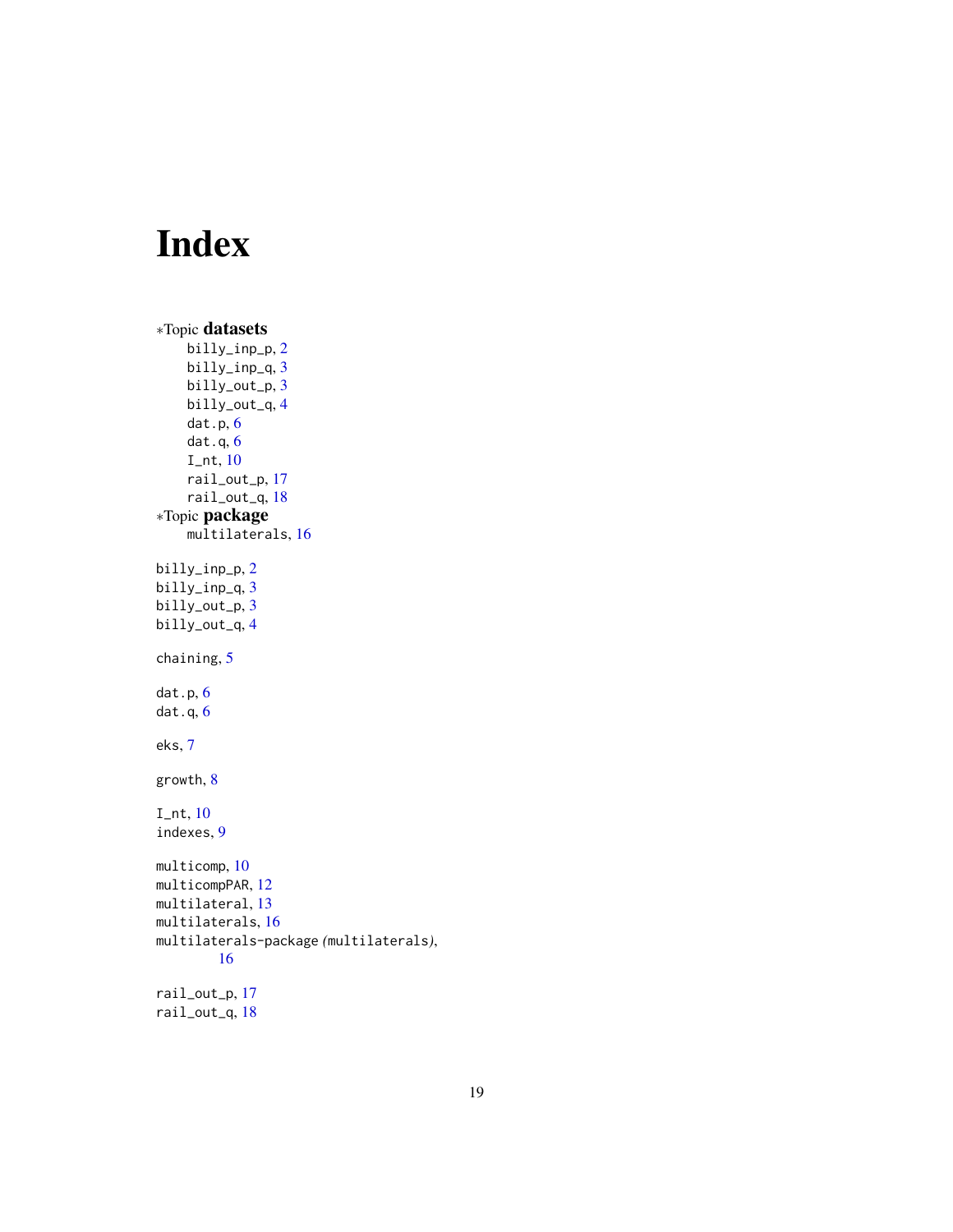# Index

*Topic **datasets**
- billy_inp_p, 2
- billy_inp_q, 3
- billy_out_p, 3
- billy_out_q, 4
- dat.p, 6
- dat.q, 6
- I_nt, 10
- rail_out_p, 17
- rail_out_q, 18

*Topic **package**
- multilaterals, 16

billy_inp_p, 2
billy_inp_q, 3
billy_out_p, 3
billy_out_q, 4

chaining, 5

dat.p, 6
dat.q, 6

eks, 7

growth, 8

I_nt, 10
indexes, 9

multicomp, 10
multicompPAR, 12
multilateral, 13
multilaterals, 16
multilaterals-package *(*multilaterals*)*, 16

rail_out_p, 17
rail_out_q, 18